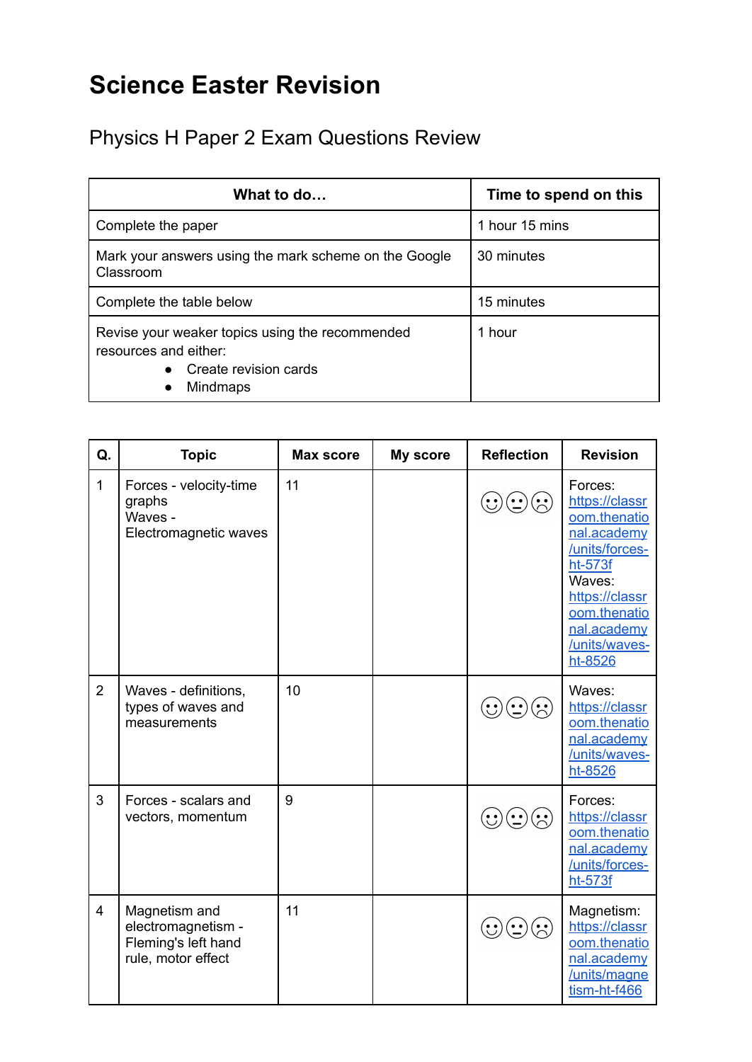# Science Easter Revision

## Physics H Paper 2 Exam Questions Review

| What to do… | Time to spend on this |
|---|---|
| Complete the paper | 1 hour 15 mins |
| Mark your answers using the mark scheme on the Google Classroom | 30 minutes |
| Complete the table below | 15 minutes |
| Revise your weaker topics using the recommended resources and either:<br>• Create revision cards<br>• Mindmaps | 1 hour |

| Q. | Topic | Max score | My score | Reflection | Revision |
|---|---|---|---|---|---|
| 1 | Forces - velocity-time graphs<br>Waves - Electromagnetic waves | 11 | | ☺ 😐 ☹ | Forces: https://classroom.thenational.academy/units/forces-ht-573f<br>Waves: https://classroom.thenational.academy/units/waves-ht-8526 |
| 2 | Waves - definitions, types of waves and measurements | 10 | | ☺ 😐 ☹ | Waves: https://classroom.thenational.academy/units/waves-ht-8526 |
| 3 | Forces - scalars and vectors, momentum | 9 | | ☺ 😐 ☹ | Forces: https://classroom.thenational.academy/units/forces-ht-573f |
| 4 | Magnetism and electromagnetism - Fleming's left hand rule, motor effect | 11 | | ☺ 😐 ☹ | Magnetism: https://classroom.thenational.academy/units/magnetism-ht-f466 |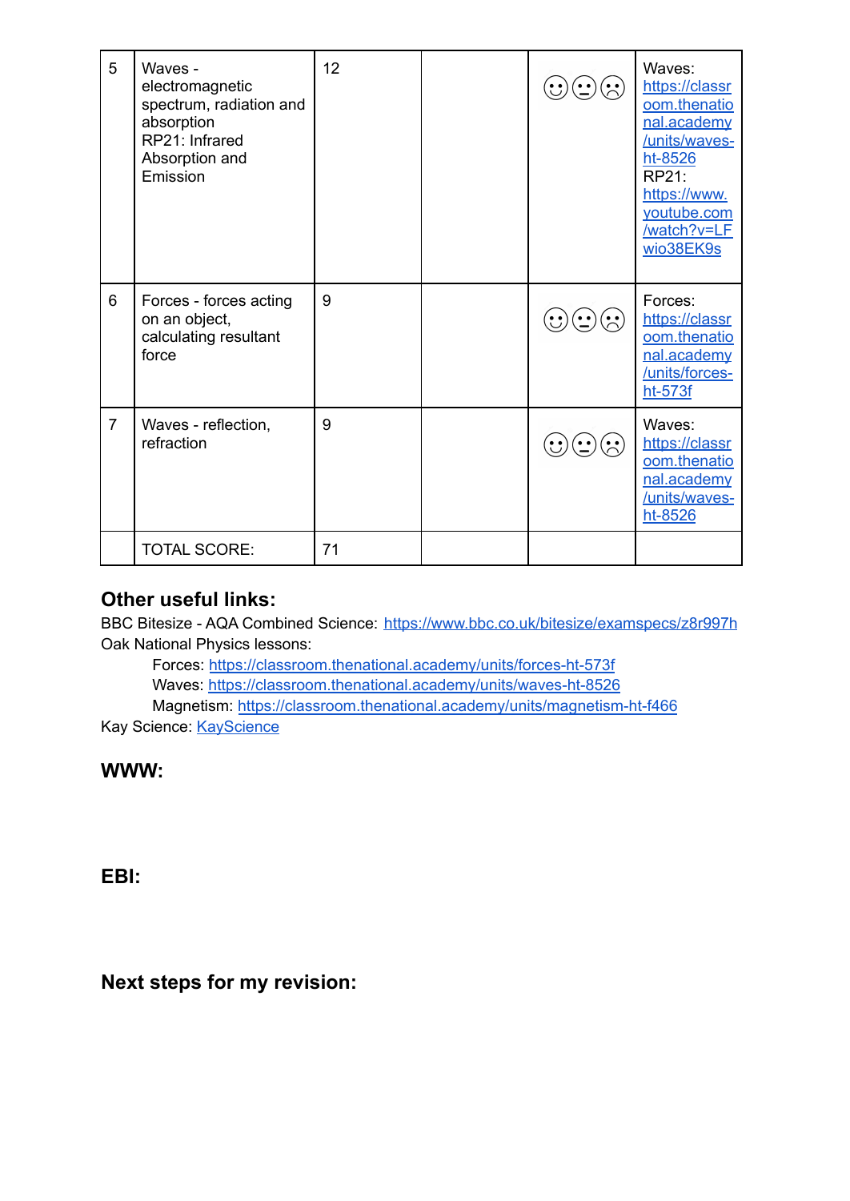| | | | | | |
|---|---|---|---|---|---|
| 5 | Waves - electromagnetic spectrum, radiation and absorption RP21: Infrared Absorption and Emission | 12 | | ☺😐☹ | Waves: https://classroom.thenational.academy/units/waves-ht-8526 RP21: https://www.youtube.com/watch?v=LFwio38EK9s |
| 6 | Forces - forces acting on an object, calculating resultant force | 9 | | ☺😐☹ | Forces: https://classroom.thenational.academy/units/forces-ht-573f |
| 7 | Waves - reflection, refraction | 9 | | ☺😐☹ | Waves: https://classroom.thenational.academy/units/waves-ht-8526 |
| | TOTAL SCORE: | 71 | | | |

## Other useful links:

BBC Bitesize - AQA Combined Science: https://www.bbc.co.uk/bitesize/examspecs/z8r997h

Oak National Physics lessons:

- Forces: https://classroom.thenational.academy/units/forces-ht-573f
- Waves: https://classroom.thenational.academy/units/waves-ht-8526
- Magnetism: https://classroom.thenational.academy/units/magnetism-ht-f466

Kay Science: KayScience

## WWW:

## EBI:

## Next steps for my revision: